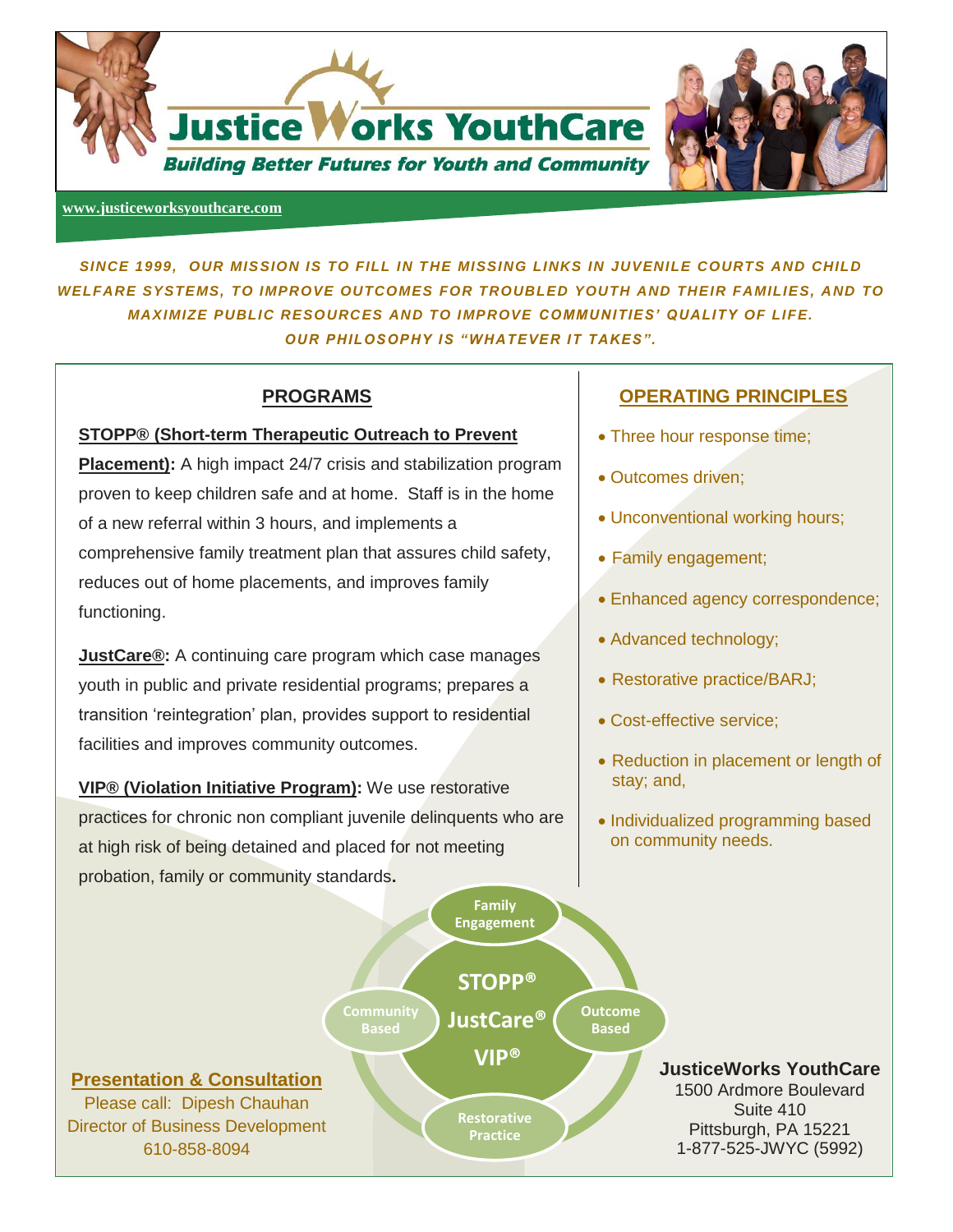# Justice Works YouthCare

**Building Better Futures for Youth and Community**

www.justiceworksyouthcare.com

***SINCE 1999, OUR MISSION IS TO FILL IN THE MISSING LINKS IN JUVENILE COURTS AND CHILD WELFARE SYSTEMS, TO IMPROVE OUTCOMES FOR TROUBLED YOUTH AND THEIR FAMILIES, AND TO MAXIMIZE PUBLIC RESOURCES AND TO IMPROVE COMMUNITIES' QUALITY OF LIFE. OUR PHILOSOPHY IS "WHATEVER IT TAKES".***

## PROGRAMS

**STOPP® (Short-term Therapeutic Outreach to Prevent Placement):** A high impact 24/7 crisis and stabilization program proven to keep children safe and at home. Staff is in the home of a new referral within 3 hours, and implements a comprehensive family treatment plan that assures child safety, reduces out of home placements, and improves family functioning.

**JustCare®:** A continuing care program which case manages youth in public and private residential programs; prepares a transition 'reintegration' plan, provides support to residential facilities and improves community outcomes.

**VIP® (Violation Initiative Program):** We use restorative practices for chronic non compliant juvenile delinquents who are at high risk of being detained and placed for not meeting probation, family or community standards**.**

## OPERATING PRINCIPLES

- Three hour response time;
- Outcomes driven;
- Unconventional working hours;
- Family engagement;
- Enhanced agency correspondence;
- Advanced technology;
- Restorative practice/BARJ;
- Cost-effective service;
- Reduction in placement or length of stay; and,
- Individualized programming based on community needs.

Family Engagement

Community Based

STOPP®

JustCare®

VIP®

Outcome Based

Restorative Practice

**Presentation & Consultation**

Please call: Dipesh Chauhan
Director of Business Development
610-858-8094

**JusticeWorks YouthCare**
1500 Ardmore Boulevard
Suite 410
Pittsburgh, PA 15221
1-877-525-JWYC (5992)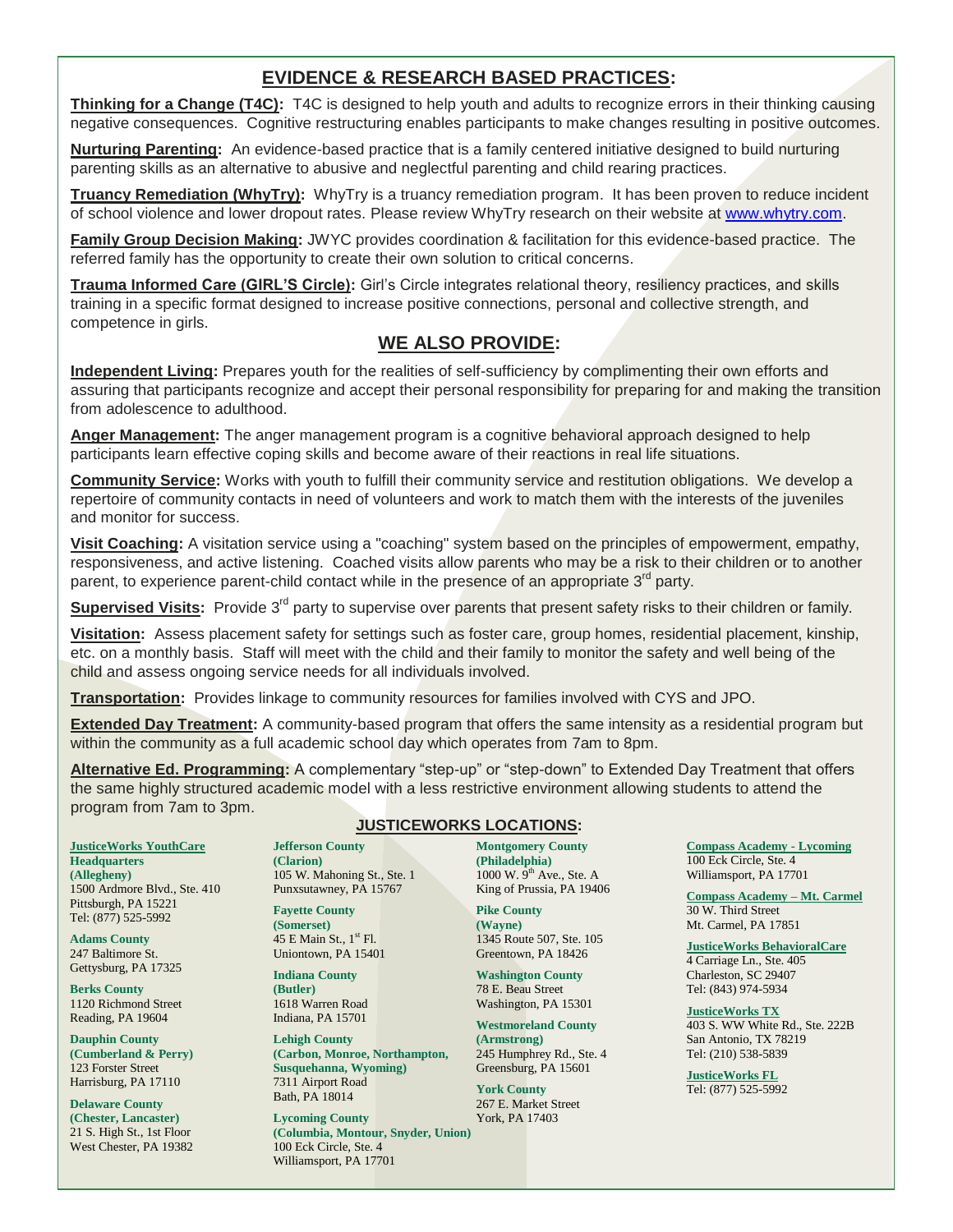## EVIDENCE & RESEARCH BASED PRACTICES:

**Thinking for a Change (T4C):** T4C is designed to help youth and adults to recognize errors in their thinking causing negative consequences. Cognitive restructuring enables participants to make changes resulting in positive outcomes.

**Nurturing Parenting:** An evidence-based practice that is a family centered initiative designed to build nurturing parenting skills as an alternative to abusive and neglectful parenting and child rearing practices.

**Truancy Remediation (WhyTry):** WhyTry is a truancy remediation program. It has been proven to reduce incident of school violence and lower dropout rates. Please review WhyTry research on their website at www.whytry.com.

**Family Group Decision Making:** JWYC provides coordination & facilitation for this evidence-based practice. The referred family has the opportunity to create their own solution to critical concerns.

**Trauma Informed Care (GIRL'S Circle):** Girl's Circle integrates relational theory, resiliency practices, and skills training in a specific format designed to increase positive connections, personal and collective strength, and competence in girls.

## WE ALSO PROVIDE:

**Independent Living:** Prepares youth for the realities of self-sufficiency by complimenting their own efforts and assuring that participants recognize and accept their personal responsibility for preparing for and making the transition from adolescence to adulthood.

**Anger Management:** The anger management program is a cognitive behavioral approach designed to help participants learn effective coping skills and become aware of their reactions in real life situations.

**Community Service:** Works with youth to fulfill their community service and restitution obligations. We develop a repertoire of community contacts in need of volunteers and work to match them with the interests of the juveniles and monitor for success.

**Visit Coaching:** A visitation service using a "coaching" system based on the principles of empowerment, empathy, responsiveness, and active listening. Coached visits allow parents who may be a risk to their children or to another parent, to experience parent-child contact while in the presence of an appropriate 3rd party.

**Supervised Visits:** Provide 3rd party to supervise over parents that present safety risks to their children or family.

**Visitation:** Assess placement safety for settings such as foster care, group homes, residential placement, kinship, etc. on a monthly basis. Staff will meet with the child and their family to monitor the safety and well being of the child and assess ongoing service needs for all individuals involved.

**Transportation:** Provides linkage to community resources for families involved with CYS and JPO.

**Extended Day Treatment:** A community-based program that offers the same intensity as a residential program but within the community as a full academic school day which operates from 7am to 8pm.

**Alternative Ed. Programming:** A complementary "step-up" or "step-down" to Extended Day Treatment that offers the same highly structured academic model with a less restrictive environment allowing students to attend the program from 7am to 3pm.

## JUSTICEWORKS LOCATIONS:

**JusticeWorks YouthCare Headquarters (Allegheny)**
1500 Ardmore Blvd., Ste. 410
Pittsburgh, PA 15221
Tel: (877) 525-5992

**Adams County**
247 Baltimore St.
Gettysburg, PA 17325

**Berks County**
1120 Richmond Street
Reading, PA 19604

**Dauphin County (Cumberland & Perry)**
123 Forster Street
Harrisburg, PA 17110

**Delaware County (Chester, Lancaster)**
21 S. High St., 1st Floor
West Chester, PA 19382

**Jefferson County (Clarion)**
105 W. Mahoning St., Ste. 1
Punxsutawney, PA 15767

**Fayette County (Somerset)**
45 E Main St., 1st Fl.
Uniontown, PA 15401

**Indiana County (Butler)**
1618 Warren Road
Indiana, PA 15701

**Lehigh County (Carbon, Monroe, Northampton, Susquehanna, Wyoming)**
7311 Airport Road
Bath, PA 18014

**Lycoming County (Columbia, Montour, Snyder, Union)**
100 Eck Circle, Ste. 4
Williamsport, PA 17701

**Montgomery County (Philadelphia)**
1000 W. 9th Ave., Ste. A
King of Prussia, PA 19406

**Pike County (Wayne)**
1345 Route 507, Ste. 105
Greentown, PA 18426

**Washington County**
78 E. Beau Street
Washington, PA 15301

**Westmoreland County (Armstrong)**
245 Humphrey Rd., Ste. 4
Greensburg, PA 15601

**York County**
267 E. Market Street
York, PA 17403

**Compass Academy - Lycoming**
100 Eck Circle, Ste. 4
Williamsport, PA 17701

**Compass Academy – Mt. Carmel**
30 W. Third Street
Mt. Carmel, PA 17851

**JusticeWorks BehavioralCare**
4 Carriage Ln., Ste. 405
Charleston, SC 29407
Tel: (843) 974-5934

**JusticeWorks TX**
403 S. WW White Rd., Ste. 222B
San Antonio, TX 78219
Tel: (210) 538-5839

**JusticeWorks FL**
Tel: (877) 525-5992